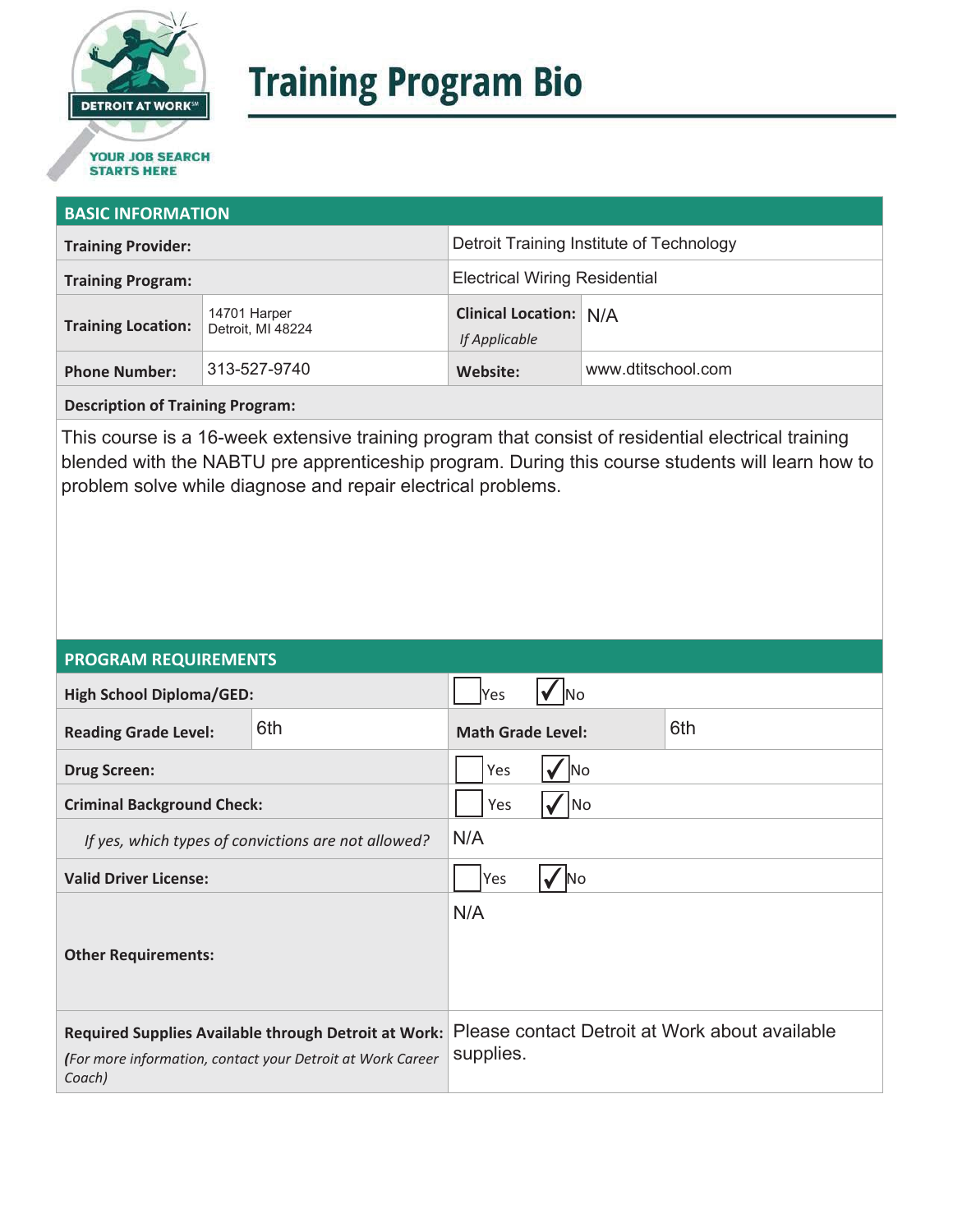DETROIT AT WORK℠

YOUR JOB SEARCH STARTS HERE

# Training Program Bio

## BASIC INFORMATION

| | | | |
|---|---|---|---|
| **Training Provider:** | | Detroit Training Institute of Technology | |
| **Training Program:** | | Electrical Wiring Residential | |
| **Training Location:** | 14701 Harper<br>Detroit, MI 48224 | **Clinical Location:** *If Applicable* | N/A |
| **Phone Number:** | 313-527-9740 | **Website:** | www.dtitschool.com |

**Description of Training Program:**

This course is a 16-week extensive training program that consist of residential electrical training blended with the NABTU pre apprenticeship program. During this course students will learn how to problem solve while diagnose and repair electrical problems.

## PROGRAM REQUIREMENTS

| | | | |
|---|---|---|---|
| **High School Diploma/GED:** | | ☐ Yes ☑ No | |
| **Reading Grade Level:** | 6th | **Math Grade Level:** | 6th |
| **Drug Screen:** | | ☐ Yes ☑ No | |
| **Criminal Background Check:** | | ☐ Yes ☑ No | |
| *If yes, which types of convictions are not allowed?* | | N/A | |
| **Valid Driver License:** | | ☐ Yes ☑ No | |
| **Other Requirements:** | | N/A | |
| **Required Supplies Available through Detroit at Work:** *(For more information, contact your Detroit at Work Career Coach)* | | Please contact Detroit at Work about available supplies. | |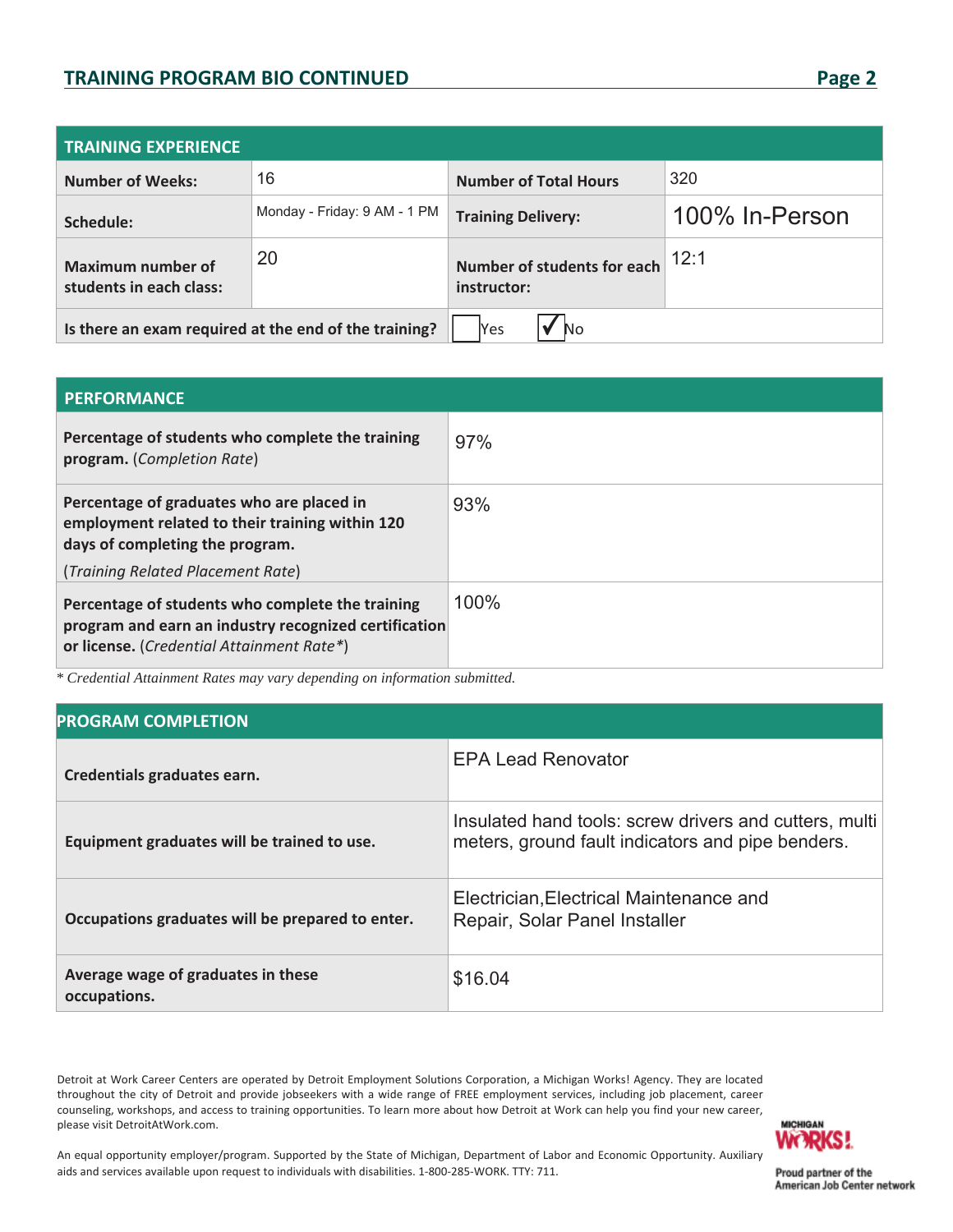## TRAINING PROGRAM BIO CONTINUED

| TRAINING EXPERIENCE | | | |
|---|---|---|---|
| **Number of Weeks:** | 16 | **Number of Total Hours** | 320 |
| **Schedule:** | Monday - Friday: 9 AM - 1 PM | **Training Delivery:** | 100% In-Person |
| **Maximum number of students in each class:** | 20 | **Number of students for each instructor:** | 12:1 |
| **Is there an exam required at the end of the training?** | ☐ Yes ☑ No | | |

| PERFORMANCE | |
|---|---|
| **Percentage of students who complete the training program.** (*Completion Rate*) | 97% |
| **Percentage of graduates who are placed in employment related to their training within 120 days of completing the program.** (*Training Related Placement Rate*) | 93% |
| **Percentage of students who complete the training program and earn an industry recognized certification or license.** (*Credential Attainment Rate**) | 100% |

*\* Credential Attainment Rates may vary depending on information submitted.*

| PROGRAM COMPLETION | |
|---|---|
| **Credentials graduates earn.** | EPA Lead Renovator |
| **Equipment graduates will be trained to use.** | Insulated hand tools: screw drivers and cutters, multi meters, ground fault indicators and pipe benders. |
| **Occupations graduates will be prepared to enter.** | Electrician,Electrical Maintenance and Repair, Solar Panel Installer |
| **Average wage of graduates in these occupations.** | $16.04 |

Detroit at Work Career Centers are operated by Detroit Employment Solutions Corporation, a Michigan Works! Agency. They are located throughout the city of Detroit and provide jobseekers with a wide range of FREE employment services, including job placement, career counseling, workshops, and access to training opportunities. To learn more about how Detroit at Work can help you find your new career, please visit DetroitAtWork.com.

An equal opportunity employer/program. Supported by the State of Michigan, Department of Labor and Economic Opportunity. Auxiliary aids and services available upon request to individuals with disabilities. 1-800-285-WORK. TTY: 711.

MICHIGAN WORKS! Proud partner of the American Job Center network